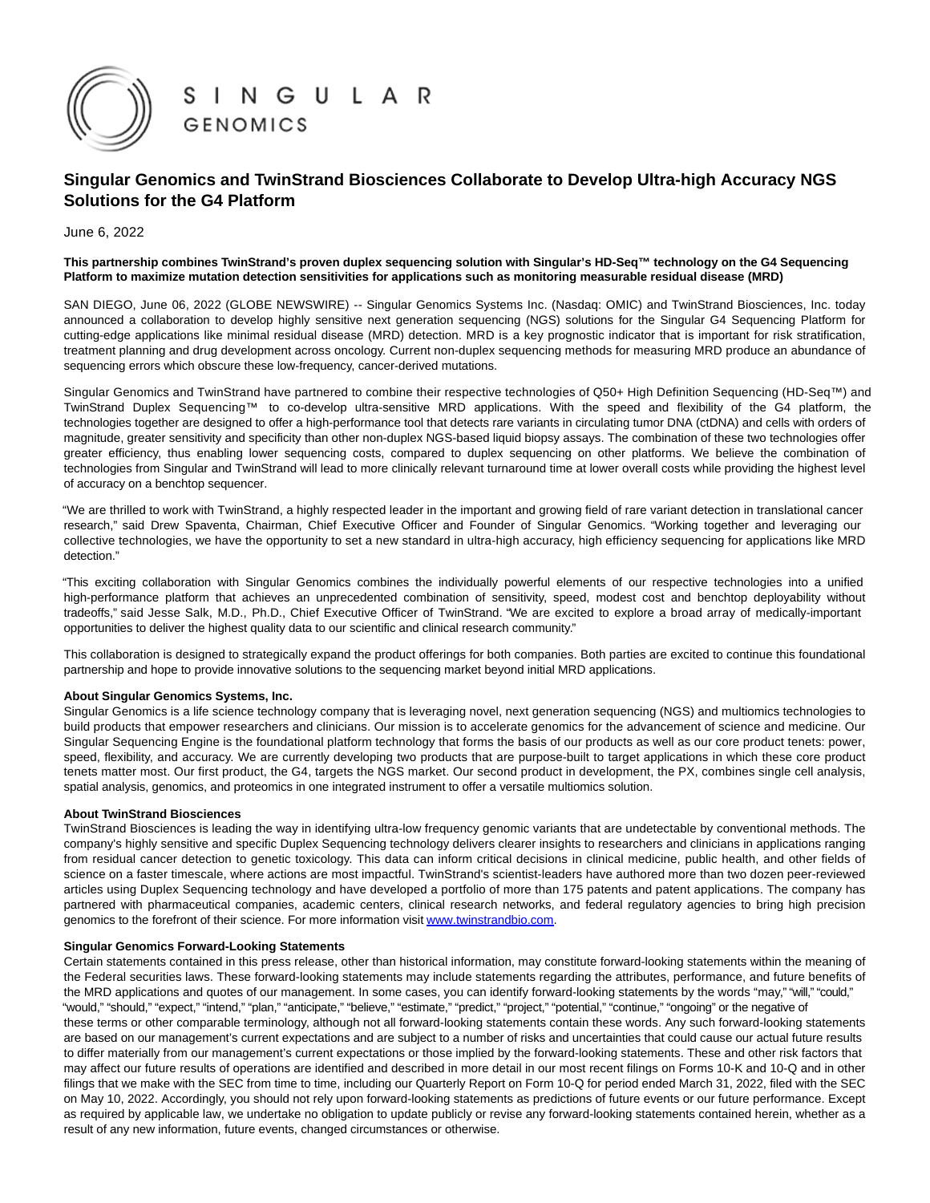SINGULAR GENOMICS

# Singular Genomics and TwinStrand Biosciences Collaborate to Develop Ultra-high Accuracy NGS Solutions for the G4 Platform

June 6, 2022

**This partnership combines TwinStrand's proven duplex sequencing solution with Singular's HD-Seq™ technology on the G4 Sequencing Platform to maximize mutation detection sensitivities for applications such as monitoring measurable residual disease (MRD)**

SAN DIEGO, June 06, 2022 (GLOBE NEWSWIRE) -- Singular Genomics Systems Inc. (Nasdaq: OMIC) and TwinStrand Biosciences, Inc. today announced a collaboration to develop highly sensitive next generation sequencing (NGS) solutions for the Singular G4 Sequencing Platform for cutting-edge applications like minimal residual disease (MRD) detection. MRD is a key prognostic indicator that is important for risk stratification, treatment planning and drug development across oncology. Current non-duplex sequencing methods for measuring MRD produce an abundance of sequencing errors which obscure these low-frequency, cancer-derived mutations.

Singular Genomics and TwinStrand have partnered to combine their respective technologies of Q50+ High Definition Sequencing (HD-Seq™) and TwinStrand Duplex Sequencing™ to co-develop ultra-sensitive MRD applications. With the speed and flexibility of the G4 platform, the technologies together are designed to offer a high-performance tool that detects rare variants in circulating tumor DNA (ctDNA) and cells with orders of magnitude, greater sensitivity and specificity than other non-duplex NGS-based liquid biopsy assays. The combination of these two technologies offer greater efficiency, thus enabling lower sequencing costs, compared to duplex sequencing on other platforms. We believe the combination of technologies from Singular and TwinStrand will lead to more clinically relevant turnaround time at lower overall costs while providing the highest level of accuracy on a benchtop sequencer.

"We are thrilled to work with TwinStrand, a highly respected leader in the important and growing field of rare variant detection in translational cancer research," said Drew Spaventa, Chairman, Chief Executive Officer and Founder of Singular Genomics. "Working together and leveraging our collective technologies, we have the opportunity to set a new standard in ultra-high accuracy, high efficiency sequencing for applications like MRD detection."

"This exciting collaboration with Singular Genomics combines the individually powerful elements of our respective technologies into a unified high-performance platform that achieves an unprecedented combination of sensitivity, speed, modest cost and benchtop deployability without tradeoffs," said Jesse Salk, M.D., Ph.D., Chief Executive Officer of TwinStrand. "We are excited to explore a broad array of medically-important opportunities to deliver the highest quality data to our scientific and clinical research community."

This collaboration is designed to strategically expand the product offerings for both companies. Both parties are excited to continue this foundational partnership and hope to provide innovative solutions to the sequencing market beyond initial MRD applications.

**About Singular Genomics Systems, Inc.**
Singular Genomics is a life science technology company that is leveraging novel, next generation sequencing (NGS) and multiomics technologies to build products that empower researchers and clinicians. Our mission is to accelerate genomics for the advancement of science and medicine. Our Singular Sequencing Engine is the foundational platform technology that forms the basis of our products as well as our core product tenets: power, speed, flexibility, and accuracy. We are currently developing two products that are purpose-built to target applications in which these core product tenets matter most. Our first product, the G4, targets the NGS market. Our second product in development, the PX, combines single cell analysis, spatial analysis, genomics, and proteomics in one integrated instrument to offer a versatile multiomics solution.

**About TwinStrand Biosciences**
TwinStrand Biosciences is leading the way in identifying ultra-low frequency genomic variants that are undetectable by conventional methods. The company's highly sensitive and specific Duplex Sequencing technology delivers clearer insights to researchers and clinicians in applications ranging from residual cancer detection to genetic toxicology. This data can inform critical decisions in clinical medicine, public health, and other fields of science on a faster timescale, where actions are most impactful. TwinStrand's scientist-leaders have authored more than two dozen peer-reviewed articles using Duplex Sequencing technology and have developed a portfolio of more than 175 patents and patent applications. The company has partnered with pharmaceutical companies, academic centers, clinical research networks, and federal regulatory agencies to bring high precision genomics to the forefront of their science. For more information visit www.twinstrandbio.com.

**Singular Genomics Forward-Looking Statements**
Certain statements contained in this press release, other than historical information, may constitute forward-looking statements within the meaning of the Federal securities laws. These forward-looking statements may include statements regarding the attributes, performance, and future benefits of the MRD applications and quotes of our management. In some cases, you can identify forward-looking statements by the words "may," "will," "could," "would," "should," "expect," "intend," "plan," "anticipate," "believe," "estimate," "predict," "project," "potential," "continue," "ongoing" or the negative of these terms or other comparable terminology, although not all forward-looking statements contain these words. Any such forward-looking statements are based on our management's current expectations and are subject to a number of risks and uncertainties that could cause our actual future results to differ materially from our management's current expectations or those implied by the forward-looking statements. These and other risk factors that may affect our future results of operations are identified and described in more detail in our most recent filings on Forms 10-K and 10-Q and in other filings that we make with the SEC from time to time, including our Quarterly Report on Form 10-Q for period ended March 31, 2022, filed with the SEC on May 10, 2022. Accordingly, you should not rely upon forward-looking statements as predictions of future events or our future performance. Except as required by applicable law, we undertake no obligation to update publicly or revise any forward-looking statements contained herein, whether as a result of any new information, future events, changed circumstances or otherwise.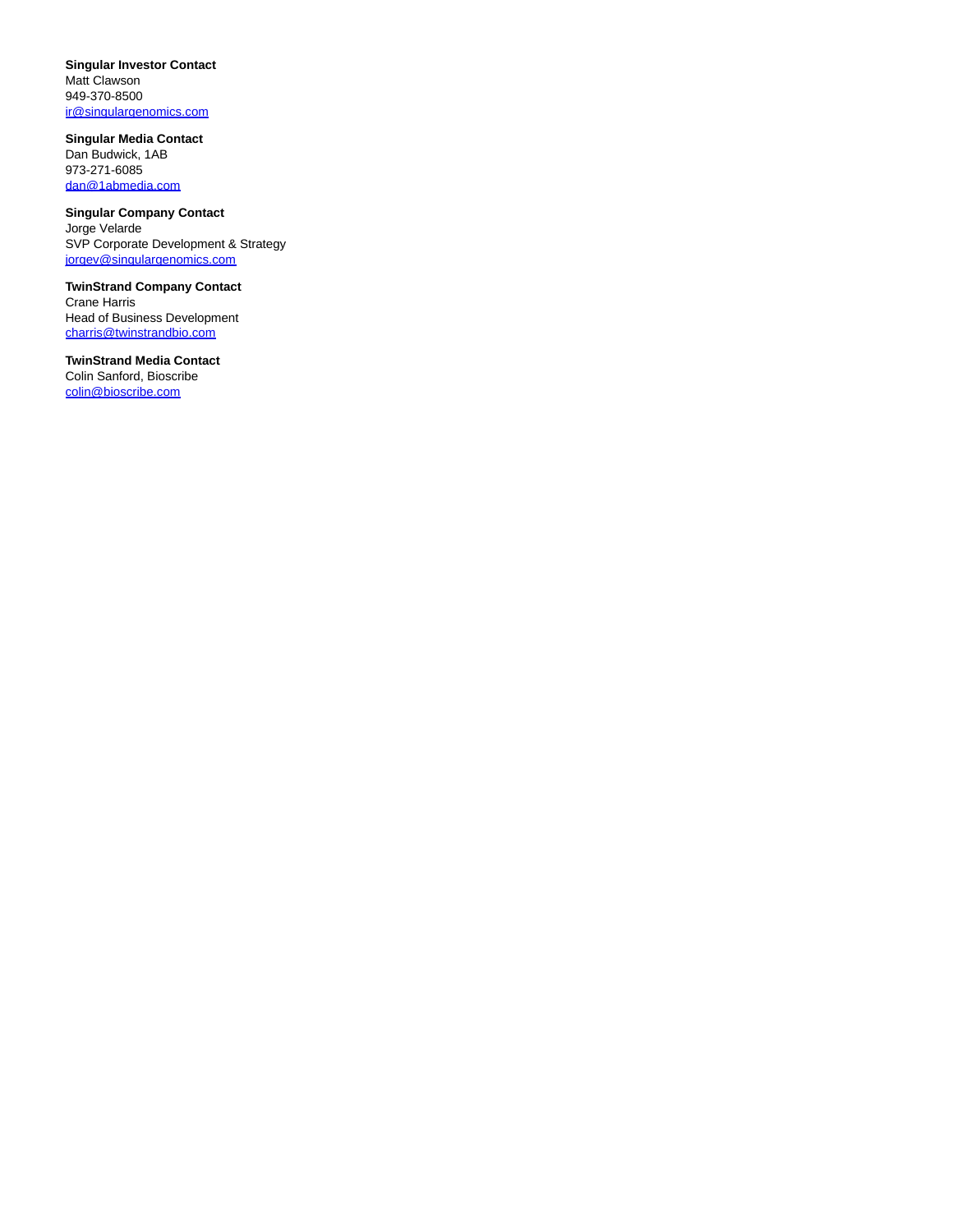**Singular Investor Contact**
Matt Clawson
949-370-8500
ir@singulargenomics.com

**Singular Media Contact**
Dan Budwick, 1AB
973-271-6085
dan@1abmedia.com

**Singular Company Contact**
Jorge Velarde
SVP Corporate Development & Strategy
jorgev@singulargenomics.com

**TwinStrand Company Contact**
Crane Harris
Head of Business Development
charris@twinstrandbio.com

**TwinStrand Media Contact**
Colin Sanford, Bioscribe
colin@bioscribe.com